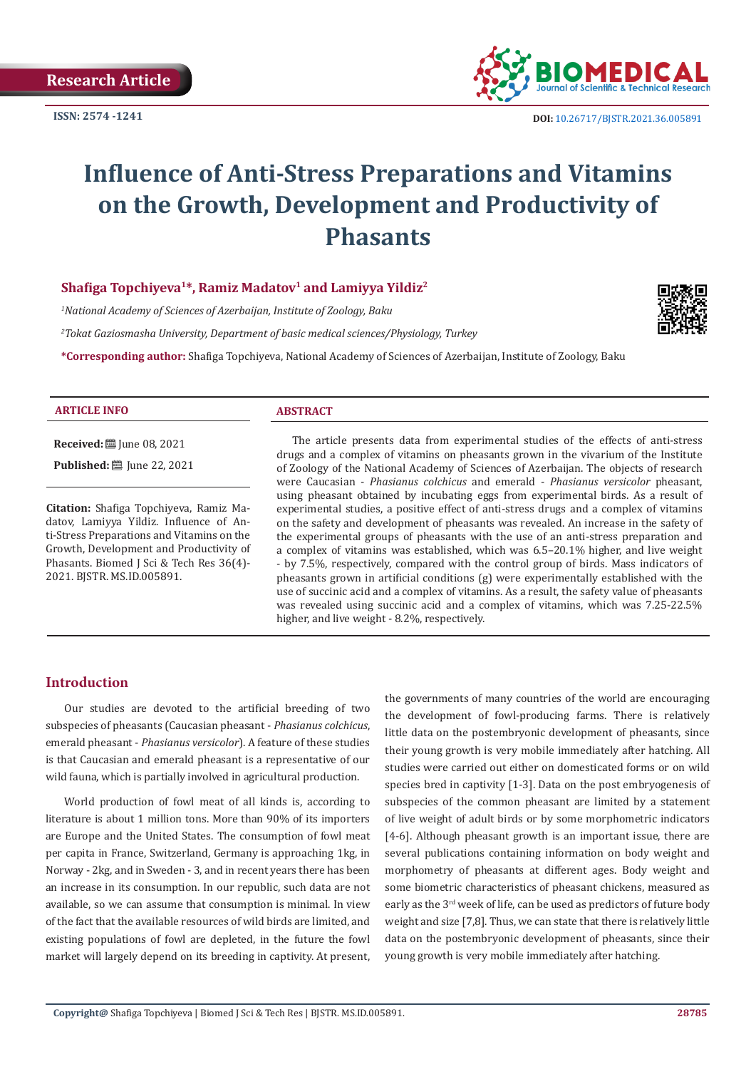Research Article

ISSN: 2574 -1241

DOI: 10.26717/BJSTR.2021.36.005891

# Influence of Anti-Stress Preparations and Vitamins on the Growth, Development and Productivity of Phasants

**Shafiga Topchiyeva[1]*, Ramiz Madatov[1] and Lamiyya Yildiz[2]**

[1]*National Academy of Sciences of Azerbaijan, Institute of Zoology, Baku*

[2]*Tokat Gaziosmasha University, Department of basic medical sciences/Physiology, Turkey*

**\*Corresponding author:** Shafiga Topchiyeva, National Academy of Sciences of Azerbaijan, Institute of Zoology, Baku

**ARTICLE INFO**

**Received:** June 08, 2021

**Published:** June 22, 2021

**Citation:** Shafiga Topchiyeva, Ramiz Madatov, Lamiyya Yildiz. Influence of Anti-Stress Preparations and Vitamins on the Growth, Development and Productivity of Phasants. Biomed J Sci & Tech Res 36(4)-2021. BJSTR. MS.ID.005891.

**ABSTRACT**

The article presents data from experimental studies of the effects of anti-stress drugs and a complex of vitamins on pheasants grown in the vivarium of the Institute of Zoology of the National Academy of Sciences of Azerbaijan. The objects of research were Caucasian - *Phasianus colchicus* and emerald - *Phasianus versicolor* pheasant, using pheasant obtained by incubating eggs from experimental birds. As a result of experimental studies, a positive effect of anti-stress drugs and a complex of vitamins on the safety and development of pheasants was revealed. An increase in the safety of the experimental groups of pheasants with the use of an anti-stress preparation and a complex of vitamins was established, which was 6.5–20.1% higher, and live weight - by 7.5%, respectively, compared with the control group of birds. Mass indicators of pheasants grown in artificial conditions (g) were experimentally established with the use of succinic acid and a complex of vitamins. As a result, the safety value of pheasants was revealed using succinic acid and a complex of vitamins, which was 7.25-22.5% higher, and live weight - 8.2%, respectively.

## Introduction

Our studies are devoted to the artificial breeding of two subspecies of pheasants (Caucasian pheasant - *Phasianus colchicus*, emerald pheasant - *Phasianus versicolor*). A feature of these studies is that Caucasian and emerald pheasant is a representative of our wild fauna, which is partially involved in agricultural production.

World production of fowl meat of all kinds is, according to literature is about 1 million tons. More than 90% of its importers are Europe and the United States. The consumption of fowl meat per capita in France, Switzerland, Germany is approaching 1kg, in Norway - 2kg, and in Sweden - 3, and in recent years there has been an increase in its consumption. In our republic, such data are not available, so we can assume that consumption is minimal. In view of the fact that the available resources of wild birds are limited, and existing populations of fowl are depleted, in the future the fowl market will largely depend on its breeding in captivity. At present, the governments of many countries of the world are encouraging the development of fowl-producing farms. There is relatively little data on the postembryonic development of pheasants, since their young growth is very mobile immediately after hatching. All studies were carried out either on domesticated forms or on wild species bred in captivity [1-3]. Data on the post embryogenesis of subspecies of the common pheasant are limited by a statement of live weight of adult birds or by some morphometric indicators [4-6]. Although pheasant growth is an important issue, there are several publications containing information on body weight and morphometry of pheasants at different ages. Body weight and some biometric characteristics of pheasant chickens, measured as early as the 3rd week of life, can be used as predictors of future body weight and size [7,8]. Thus, we can state that there is relatively little data on the postembryonic development of pheasants, since their young growth is very mobile immediately after hatching.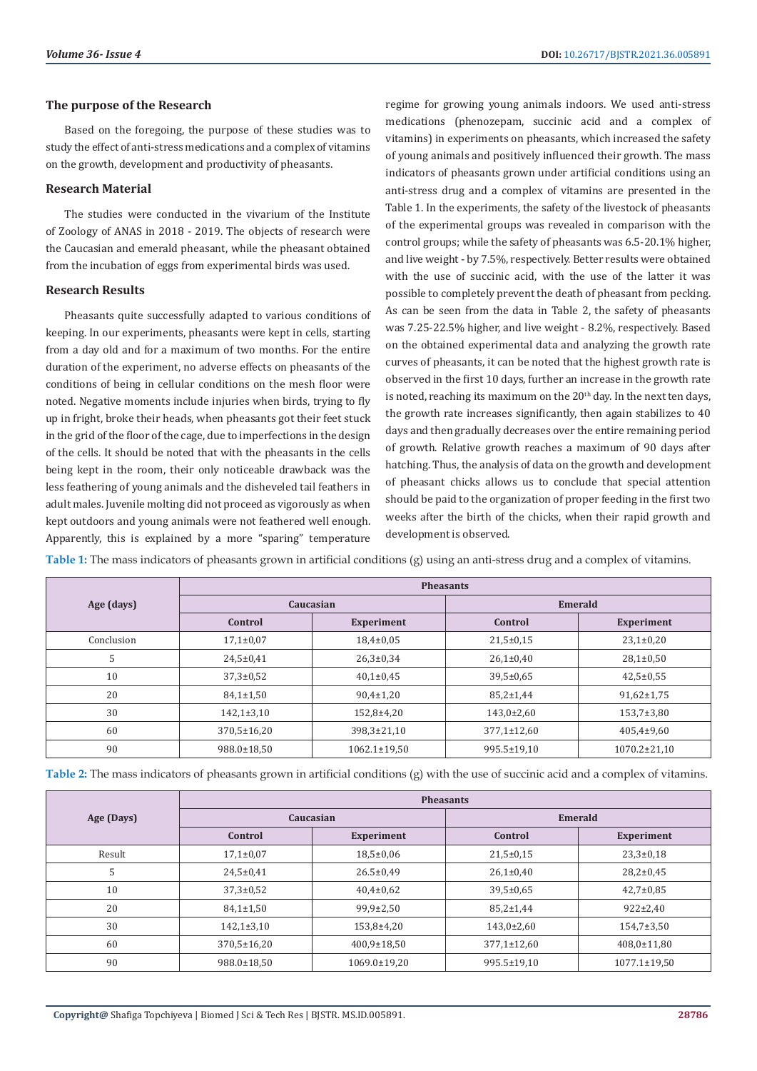## The purpose of the Research

Based on the foregoing, the purpose of these studies was to study the effect of anti-stress medications and a complex of vitamins on the growth, development and productivity of pheasants.

## Research Material

The studies were conducted in the vivarium of the Institute of Zoology of ANAS in 2018 - 2019. The objects of research were the Caucasian and emerald pheasant, while the pheasant obtained from the incubation of eggs from experimental birds was used.

## Research Results

Pheasants quite successfully adapted to various conditions of keeping. In our experiments, pheasants were kept in cells, starting from a day old and for a maximum of two months. For the entire duration of the experiment, no adverse effects on pheasants of the conditions of being in cellular conditions on the mesh floor were noted. Negative moments include injuries when birds, trying to fly up in fright, broke their heads, when pheasants got their feet stuck in the grid of the floor of the cage, due to imperfections in the design of the cells. It should be noted that with the pheasants in the cells being kept in the room, their only noticeable drawback was the less feathering of young animals and the disheveled tail feathers in adult males. Juvenile molting did not proceed as vigorously as when kept outdoors and young animals were not feathered well enough. Apparently, this is explained by a more "sparing" temperature regime for growing young animals indoors. We used anti-stress medications (phenozepam, succinic acid and a complex of vitamins) in experiments on pheasants, which increased the safety of young animals and positively influenced their growth. The mass indicators of pheasants grown under artificial conditions using an anti-stress drug and a complex of vitamins are presented in the Table 1. In the experiments, the safety of the livestock of pheasants of the experimental groups was revealed in comparison with the control groups; while the safety of pheasants was 6.5-20.1% higher, and live weight - by 7.5%, respectively. Better results were obtained with the use of succinic acid, with the use of the latter it was possible to completely prevent the death of pheasant from pecking. As can be seen from the data in Table 2, the safety of pheasants was 7.25-22.5% higher, and live weight - 8.2%, respectively. Based on the obtained experimental data and analyzing the growth rate curves of pheasants, it can be noted that the highest growth rate is observed in the first 10 days, further an increase in the growth rate is noted, reaching its maximum on the 20th day. In the next ten days, the growth rate increases significantly, then again stabilizes to 40 days and then gradually decreases over the entire remaining period of growth. Relative growth reaches a maximum of 90 days after hatching. Thus, the analysis of data on the growth and development of pheasant chicks allows us to conclude that special attention should be paid to the organization of proper feeding in the first two weeks after the birth of the chicks, when their rapid growth and development is observed.

**Table 1:** The mass indicators of pheasants grown in artificial conditions (g) using an anti-stress drug and a complex of vitamins.

| Age (days) | Pheasants | | | |
|---|---|---|---|---|
| | Caucasian | | Emerald | |
| | Control | Experiment | Control | Experiment |
| Conclusion | 17,1±0,07 | 18,4±0,05 | 21,5±0,15 | 23,1±0,20 |
| 5 | 24,5±0,41 | 26,3±0,34 | 26,1±0,40 | 28,1±0,50 |
| 10 | 37,3±0,52 | 40,1±0,45 | 39,5±0,65 | 42,5±0,55 |
| 20 | 84,1±1,50 | 90,4±1,20 | 85,2±1,44 | 91,62±1,75 |
| 30 | 142,1±3,10 | 152,8±4,20 | 143,0±2,60 | 153,7±3,80 |
| 60 | 370,5±16,20 | 398,3±21,10 | 377,1±12,60 | 405,4±9,60 |
| 90 | 988.0±18,50 | 1062.1±19,50 | 995.5±19,10 | 1070.2±21,10 |

**Table 2:** The mass indicators of pheasants grown in artificial conditions (g) with the use of succinic acid and a complex of vitamins.

| Age (Days) | Pheasants | | | |
|---|---|---|---|---|
| | Caucasian | | Emerald | |
| | Control | Experiment | Control | Experiment |
| Result | 17,1±0,07 | 18,5±0,06 | 21,5±0,15 | 23,3±0,18 |
| 5 | 24,5±0,41 | 26.5±0,49 | 26,1±0,40 | 28,2±0,45 |
| 10 | 37,3±0,52 | 40,4±0,62 | 39,5±0,65 | 42,7±0,85 |
| 20 | 84,1±1,50 | 99,9±2,50 | 85,2±1,44 | 922±2,40 |
| 30 | 142,1±3,10 | 153,8±4,20 | 143,0±2,60 | 154,7±3,50 |
| 60 | 370,5±16,20 | 400,9±18,50 | 377,1±12,60 | 408,0±11,80 |
| 90 | 988.0±18,50 | 1069.0±19,20 | 995.5±19,10 | 1077.1±19,50 |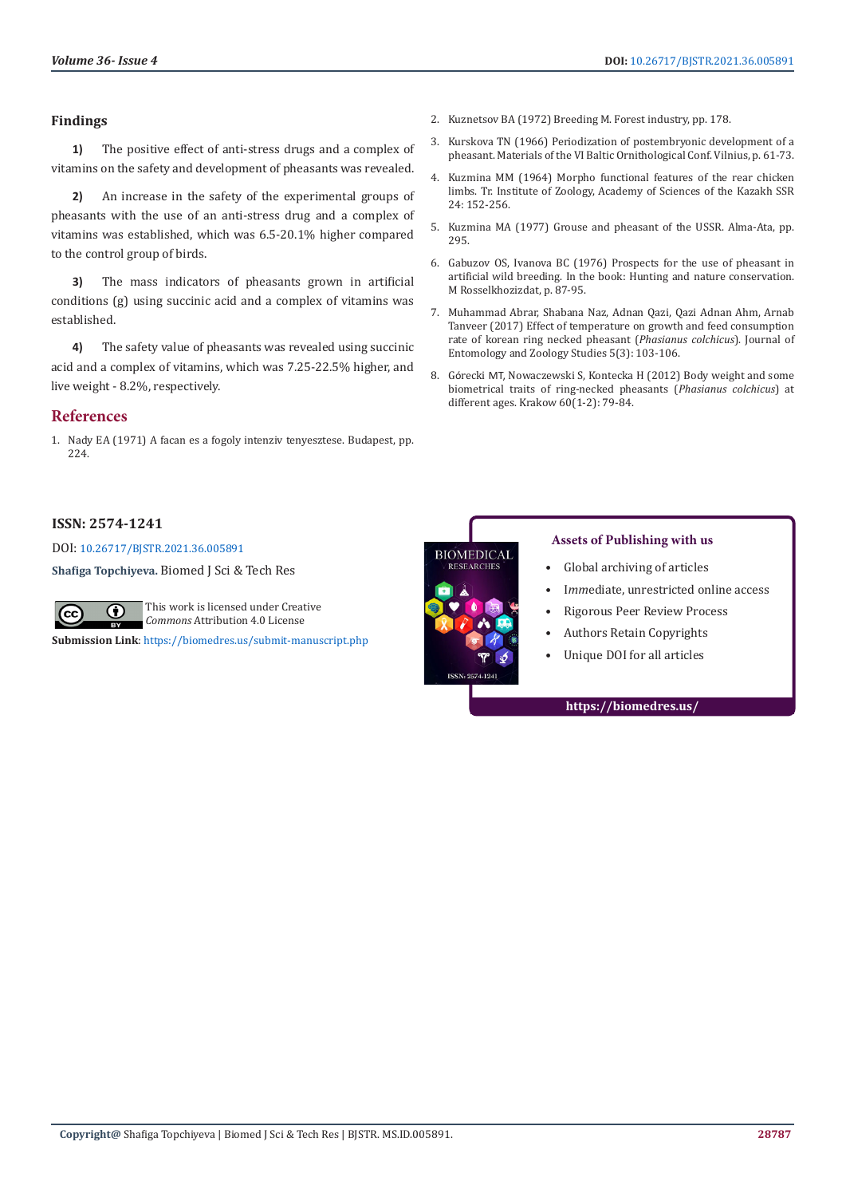## Findings

**1)** The positive effect of anti-stress drugs and a complex of vitamins on the safety and development of pheasants was revealed.

**2)** An increase in the safety of the experimental groups of pheasants with the use of an anti-stress drug and a complex of vitamins was established, which was 6.5-20.1% higher compared to the control group of birds.

**3)** The mass indicators of pheasants grown in artificial conditions (g) using succinic acid and a complex of vitamins was established.

**4)** The safety value of pheasants was revealed using succinic acid and a complex of vitamins, which was 7.25-22.5% higher, and live weight - 8.2%, respectively.

## References

1. Nady EA (1971) A facan es a fogoly intenziv tenyesztese. Budapest, pp. 224.
2. Kuznetsov BA (1972) Breeding M. Forest industry, pp. 178.
3. Kurskova TN (1966) Periodization of postembryonic development of a pheasant. Materials of the VI Baltic Ornithological Conf. Vilnius, p. 61-73.
4. Kuzmina MM (1964) Morpho functional features of the rear chicken limbs. Tr. Institute of Zoology, Academy of Sciences of the Kazakh SSR 24: 152-256.
5. Kuzmina MA (1977) Grouse and pheasant of the USSR. Alma-Ata, pp. 295.
6. Gabuzov OS, Ivanova BC (1976) Prospects for the use of pheasant in artificial wild breeding. In the book: Hunting and nature conservation. M Rosselkhozizdat, p. 87-95.
7. Muhammad Abrar, Shabana Naz, Adnan Qazi, Qazi Adnan Ahm, Arnab Tanveer (2017) Effect of temperature on growth and feed consumption rate of korean ring necked pheasant (*Phasianus colchicus*). Journal of Entomology and Zoology Studies 5(3): 103-106.
8. Górecki MT, Nowaczewski S, Kontecka H (2012) Body weight and some biometrical traits of ring-necked pheasants (*Phasianus colchicus*) at different ages. Krakow 60(1-2): 79-84.

**ISSN: 2574-1241**

DOI: 10.26717/BJSTR.2021.36.005891

**Shafiga Topchiyeva.** Biomed J Sci & Tech Res

This work is licensed under Creative *Commons* Attribution 4.0 License

**Submission Link**: https://biomedres.us/submit-manuscript.php

**Assets of Publishing with us**

- Global archiving of articles
- Immediate, unrestricted online access
- Rigorous Peer Review Process
- Authors Retain Copyrights
- Unique DOI for all articles

**https://biomedres.us/**